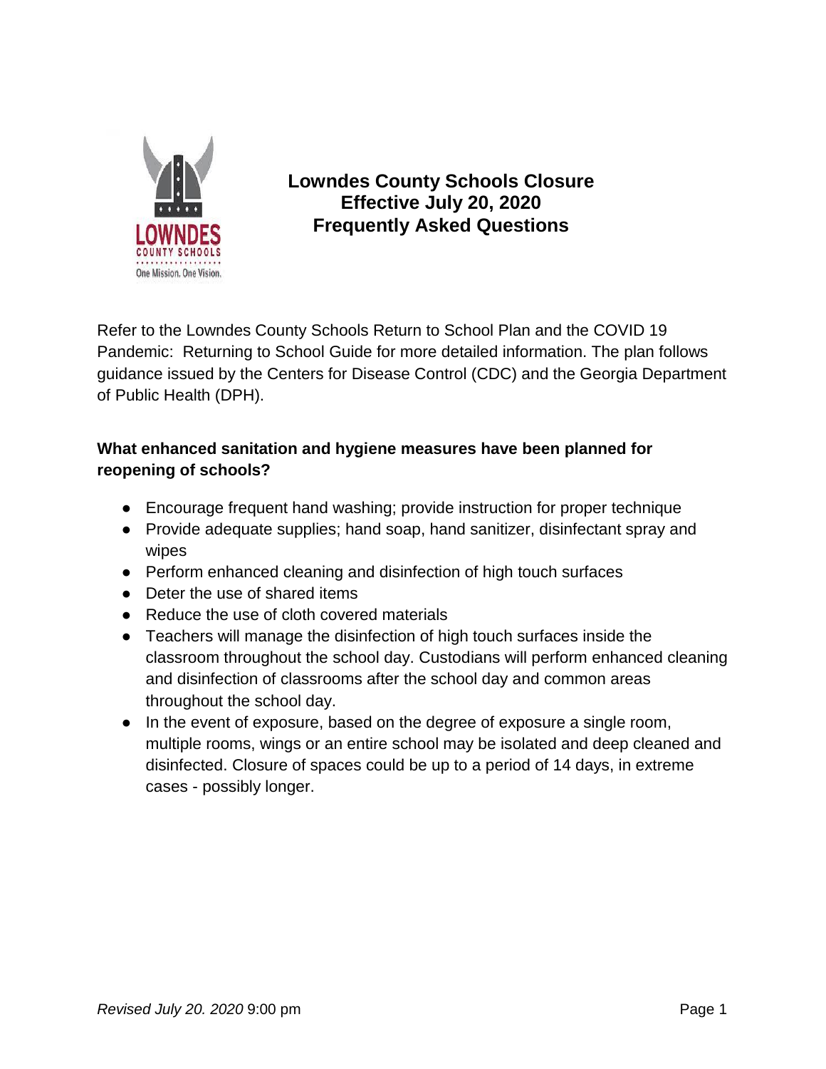# Lowndes County Schools Closure
# Effective July 20, 2020
# Frequently Asked Questions

Refer to the Lowndes County Schools Return to School Plan and the COVID 19 Pandemic: Returning to School Guide for more detailed information. The plan follows guidance issued by the Centers for Disease Control (CDC) and the Georgia Department of Public Health (DPH).

**What enhanced sanitation and hygiene measures have been planned for reopening of schools?**

- Encourage frequent hand washing; provide instruction for proper technique
- Provide adequate supplies; hand soap, hand sanitizer, disinfectant spray and wipes
- Perform enhanced cleaning and disinfection of high touch surfaces
- Deter the use of shared items
- Reduce the use of cloth covered materials
- Teachers will manage the disinfection of high touch surfaces inside the classroom throughout the school day. Custodians will perform enhanced cleaning and disinfection of classrooms after the school day and common areas throughout the school day.
- In the event of exposure, based on the degree of exposure a single room, multiple rooms, wings or an entire school may be isolated and deep cleaned and disinfected. Closure of spaces could be up to a period of 14 days, in extreme cases - possibly longer.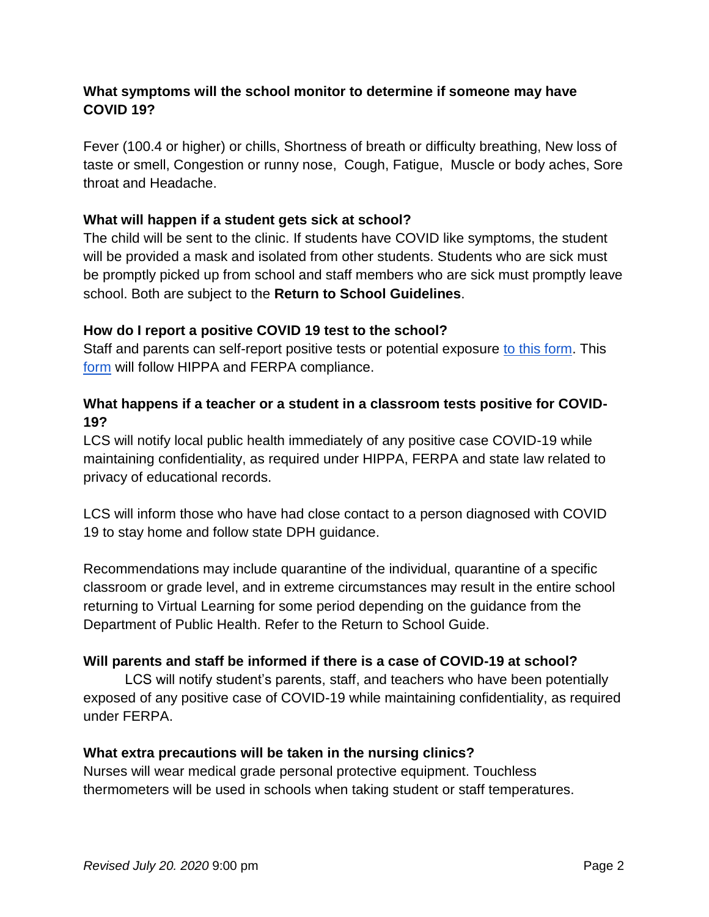**What symptoms will the school monitor to determine if someone may have COVID 19?**

Fever (100.4 or higher) or chills, Shortness of breath or difficulty breathing, New loss of taste or smell, Congestion or runny nose, Cough, Fatigue, Muscle or body aches, Sore throat and Headache.

**What will happen if a student gets sick at school?**

The child will be sent to the clinic. If students have COVID like symptoms, the student will be provided a mask and isolated from other students. Students who are sick must be promptly picked up from school and staff members who are sick must promptly leave school. Both are subject to the **Return to School Guidelines**.

**How do I report a positive COVID 19 test to the school?**

Staff and parents can self-report positive tests or potential exposure to this form. This form will follow HIPPA and FERPA compliance.

**What happens if a teacher or a student in a classroom tests positive for COVID-19?**

LCS will notify local public health immediately of any positive case COVID-19 while maintaining confidentiality, as required under HIPPA, FERPA and state law related to privacy of educational records.

LCS will inform those who have had close contact to a person diagnosed with COVID 19 to stay home and follow state DPH guidance.

Recommendations may include quarantine of the individual, quarantine of a specific classroom or grade level, and in extreme circumstances may result in the entire school returning to Virtual Learning for some period depending on the guidance from the Department of Public Health. Refer to the Return to School Guide.

**Will parents and staff be informed if there is a case of COVID-19 at school?**

LCS will notify student's parents, staff, and teachers who have been potentially exposed of any positive case of COVID-19 while maintaining confidentiality, as required under FERPA.

**What extra precautions will be taken in the nursing clinics?**

Nurses will wear medical grade personal protective equipment. Touchless thermometers will be used in schools when taking student or staff temperatures.

*Revised July 20. 2020* 9:00 pm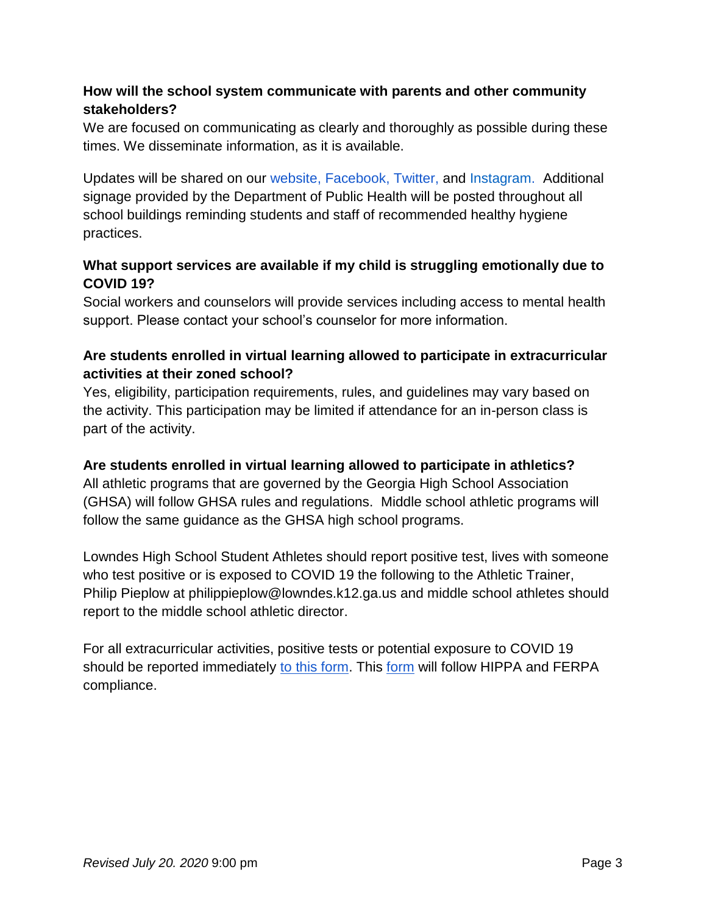**How will the school system communicate with parents and other community stakeholders?**

We are focused on communicating as clearly and thoroughly as possible during these times. We disseminate information, as it is available.

Updates will be shared on our website, Facebook, Twitter, and Instagram. Additional signage provided by the Department of Public Health will be posted throughout all school buildings reminding students and staff of recommended healthy hygiene practices.

**What support services are available if my child is struggling emotionally due to COVID 19?**

Social workers and counselors will provide services including access to mental health support. Please contact your school's counselor for more information.

**Are students enrolled in virtual learning allowed to participate in extracurricular activities at their zoned school?**

Yes, eligibility, participation requirements, rules, and guidelines may vary based on the activity. This participation may be limited if attendance for an in-person class is part of the activity.

**Are students enrolled in virtual learning allowed to participate in athletics?**

All athletic programs that are governed by the Georgia High School Association (GHSA) will follow GHSA rules and regulations. Middle school athletic programs will follow the same guidance as the GHSA high school programs.

Lowndes High School Student Athletes should report positive test, lives with someone who test positive or is exposed to COVID 19 the following to the Athletic Trainer, Philip Pieplow at philippieplow@lowndes.k12.ga.us and middle school athletes should report to the middle school athletic director.

For all extracurricular activities, positive tests or potential exposure to COVID 19 should be reported immediately to this form. This form will follow HIPPA and FERPA compliance.

*Revised July 20. 2020* 9:00 pm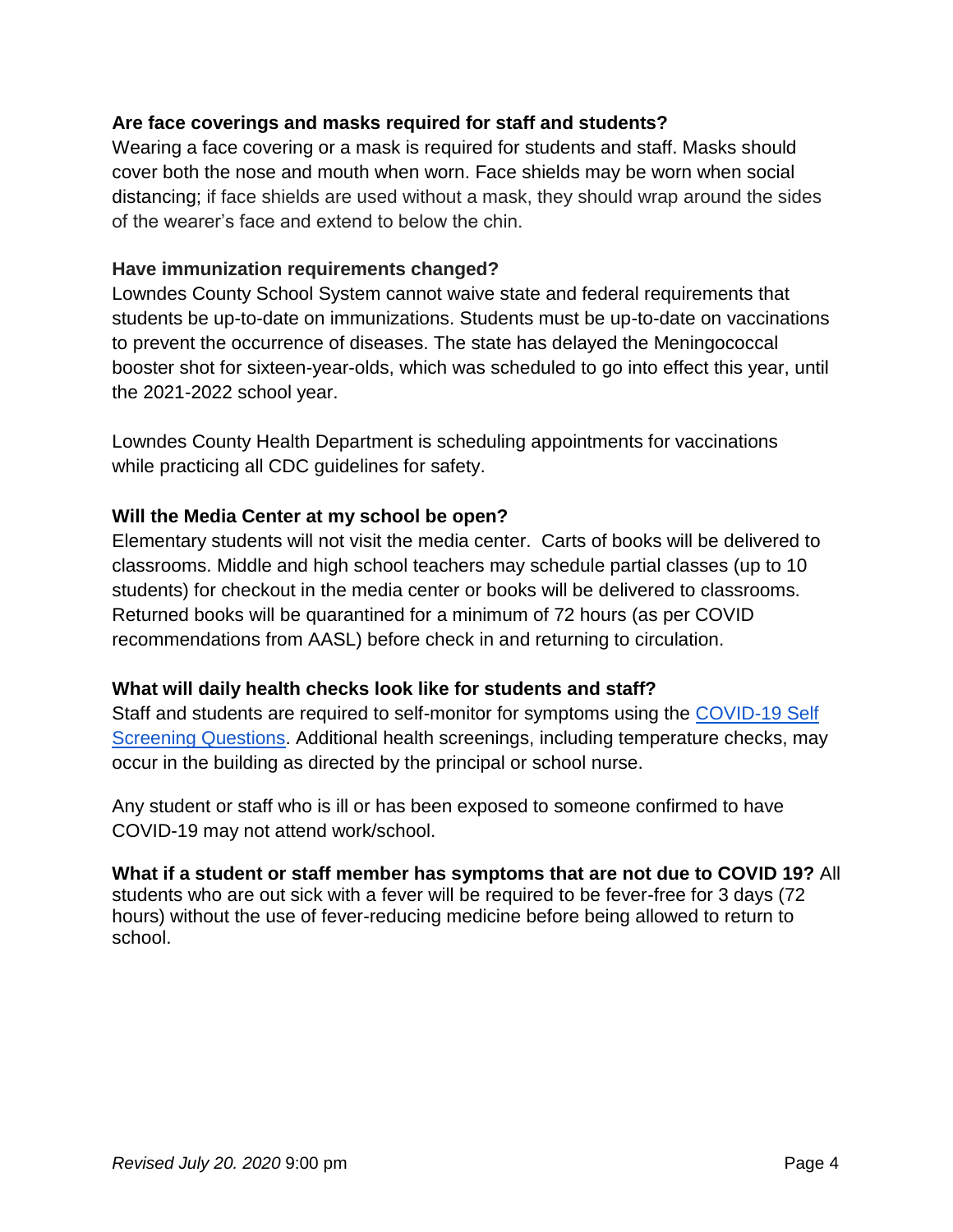**Are face coverings and masks required for staff and students?**
Wearing a face covering or a mask is required for students and staff. Masks should cover both the nose and mouth when worn. Face shields may be worn when social distancing; if face shields are used without a mask, they should wrap around the sides of the wearer's face and extend to below the chin.

**Have immunization requirements changed?**
Lowndes County School System cannot waive state and federal requirements that students be up-to-date on immunizations. Students must be up-to-date on vaccinations to prevent the occurrence of diseases. The state has delayed the Meningococcal booster shot for sixteen-year-olds, which was scheduled to go into effect this year, until the 2021-2022 school year.

Lowndes County Health Department is scheduling appointments for vaccinations while practicing all CDC guidelines for safety.

**Will the Media Center at my school be open?**
Elementary students will not visit the media center. Carts of books will be delivered to classrooms. Middle and high school teachers may schedule partial classes (up to 10 students) for checkout in the media center or books will be delivered to classrooms. Returned books will be quarantined for a minimum of 72 hours (as per COVID recommendations from AASL) before check in and returning to circulation.

**What will daily health checks look like for students and staff?**
Staff and students are required to self-monitor for symptoms using the COVID-19 Self Screening Questions. Additional health screenings, including temperature checks, may occur in the building as directed by the principal or school nurse.

Any student or staff who is ill or has been exposed to someone confirmed to have COVID-19 may not attend work/school.

**What if a student or staff member has symptoms that are not due to COVID 19?** All students who are out sick with a fever will be required to be fever-free for 3 days (72 hours) without the use of fever-reducing medicine before being allowed to return to school.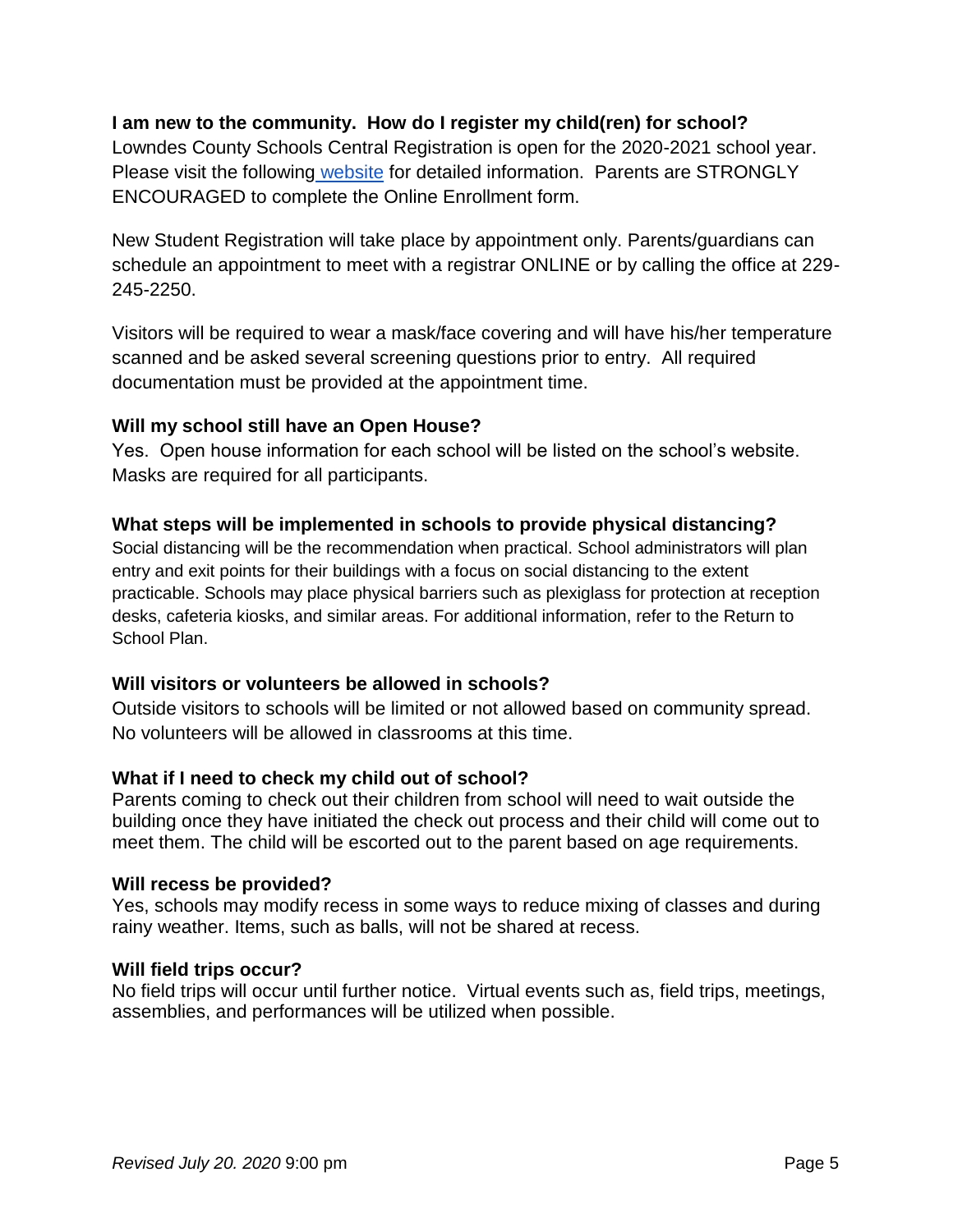**I am new to the community. How do I register my child(ren) for school?**

Lowndes County Schools Central Registration is open for the 2020-2021 school year. Please visit the following website for detailed information. Parents are STRONGLY ENCOURAGED to complete the Online Enrollment form.

New Student Registration will take place by appointment only. Parents/guardians can schedule an appointment to meet with a registrar ONLINE or by calling the office at 229-245-2250.

Visitors will be required to wear a mask/face covering and will have his/her temperature scanned and be asked several screening questions prior to entry. All required documentation must be provided at the appointment time.

**Will my school still have an Open House?**

Yes. Open house information for each school will be listed on the school's website. Masks are required for all participants.

**What steps will be implemented in schools to provide physical distancing?**

Social distancing will be the recommendation when practical. School administrators will plan entry and exit points for their buildings with a focus on social distancing to the extent practicable. Schools may place physical barriers such as plexiglass for protection at reception desks, cafeteria kiosks, and similar areas. For additional information, refer to the Return to School Plan.

**Will visitors or volunteers be allowed in schools?**

Outside visitors to schools will be limited or not allowed based on community spread. No volunteers will be allowed in classrooms at this time.

**What if I need to check my child out of school?**

Parents coming to check out their children from school will need to wait outside the building once they have initiated the check out process and their child will come out to meet them. The child will be escorted out to the parent based on age requirements.

**Will recess be provided?**

Yes, schools may modify recess in some ways to reduce mixing of classes and during rainy weather. Items, such as balls, will not be shared at recess.

**Will field trips occur?**

No field trips will occur until further notice. Virtual events such as, field trips, meetings, assemblies, and performances will be utilized when possible.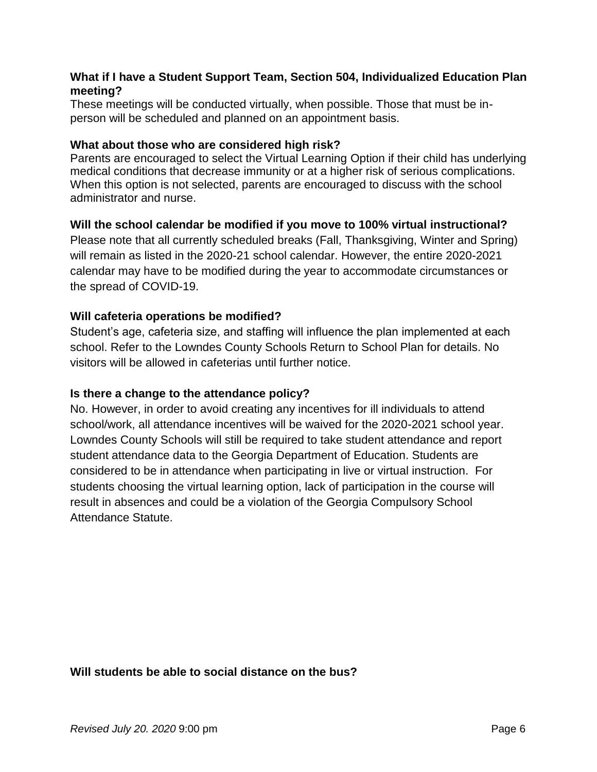**What if I have a Student Support Team, Section 504, Individualized Education Plan meeting?**

These meetings will be conducted virtually, when possible. Those that must be in-person will be scheduled and planned on an appointment basis.

**What about those who are considered high risk?**

Parents are encouraged to select the Virtual Learning Option if their child has underlying medical conditions that decrease immunity or at a higher risk of serious complications. When this option is not selected, parents are encouraged to discuss with the school administrator and nurse.

**Will the school calendar be modified if you move to 100% virtual instructional?**

Please note that all currently scheduled breaks (Fall, Thanksgiving, Winter and Spring) will remain as listed in the 2020-21 school calendar. However, the entire 2020-2021 calendar may have to be modified during the year to accommodate circumstances or the spread of COVID-19.

**Will cafeteria operations be modified?**

Student's age, cafeteria size, and staffing will influence the plan implemented at each school. Refer to the Lowndes County Schools Return to School Plan for details. No visitors will be allowed in cafeterias until further notice.

**Is there a change to the attendance policy?**

No. However, in order to avoid creating any incentives for ill individuals to attend school/work, all attendance incentives will be waived for the 2020-2021 school year. Lowndes County Schools will still be required to take student attendance and report student attendance data to the Georgia Department of Education. Students are considered to be in attendance when participating in live or virtual instruction. For students choosing the virtual learning option, lack of participation in the course will result in absences and could be a violation of the Georgia Compulsory School Attendance Statute.

**Will students be able to social distance on the bus?**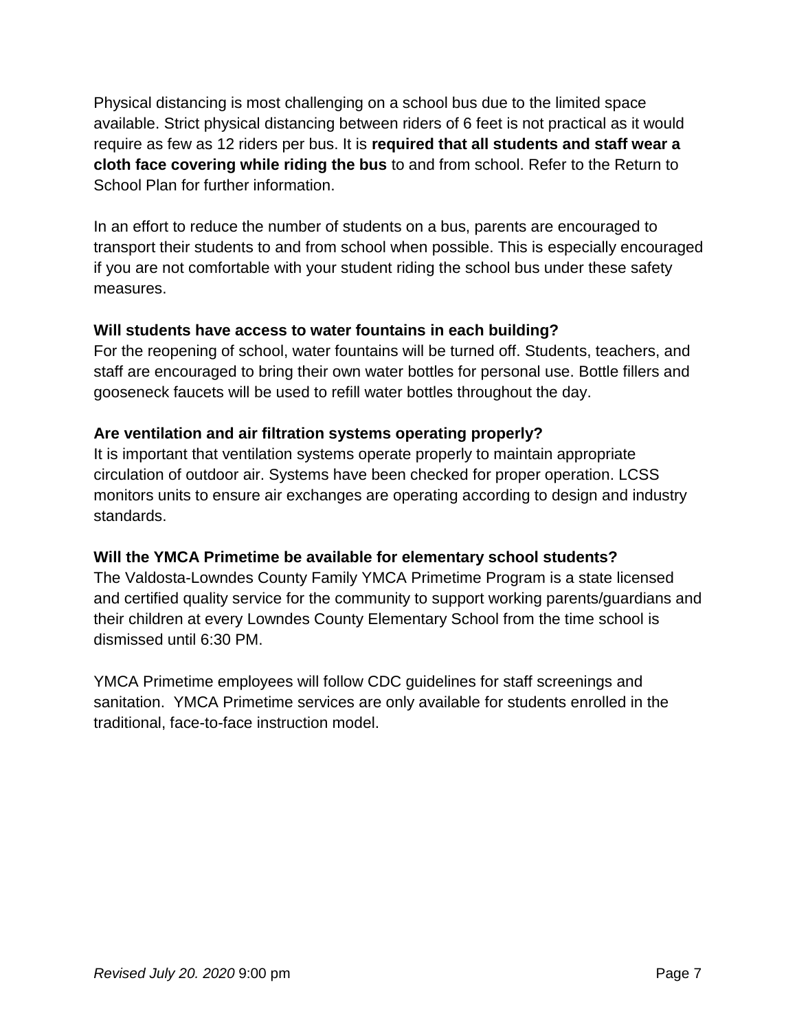Physical distancing is most challenging on a school bus due to the limited space available. Strict physical distancing between riders of 6 feet is not practical as it would require as few as 12 riders per bus. It is **required that all students and staff wear a cloth face covering while riding the bus** to and from school. Refer to the Return to School Plan for further information.

In an effort to reduce the number of students on a bus, parents are encouraged to transport their students to and from school when possible. This is especially encouraged if you are not comfortable with your student riding the school bus under these safety measures.

**Will students have access to water fountains in each building?**

For the reopening of school, water fountains will be turned off. Students, teachers, and staff are encouraged to bring their own water bottles for personal use. Bottle fillers and gooseneck faucets will be used to refill water bottles throughout the day.

**Are ventilation and air filtration systems operating properly?**

It is important that ventilation systems operate properly to maintain appropriate circulation of outdoor air. Systems have been checked for proper operation. LCSS monitors units to ensure air exchanges are operating according to design and industry standards.

**Will the YMCA Primetime be available for elementary school students?**

The Valdosta-Lowndes County Family YMCA Primetime Program is a state licensed and certified quality service for the community to support working parents/guardians and their children at every Lowndes County Elementary School from the time school is dismissed until 6:30 PM.

YMCA Primetime employees will follow CDC guidelines for staff screenings and sanitation. YMCA Primetime services are only available for students enrolled in the traditional, face-to-face instruction model.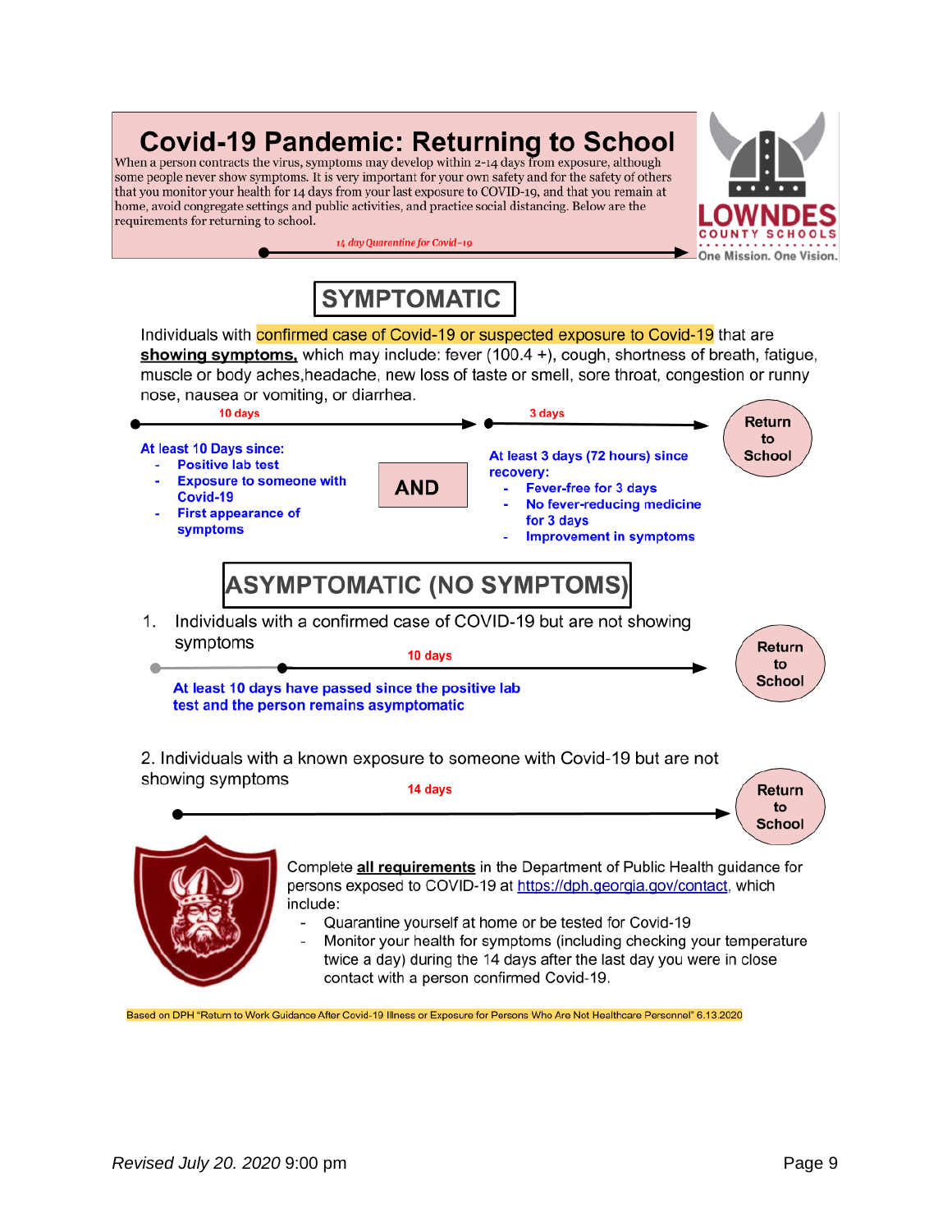# Covid-19 Pandemic: Returning to School

When a person contracts the virus, symptoms may develop within 2-14 days from exposure, although some people never show symptoms. It is very important for your own safety and for the safety of others that you monitor your health for 14 days from your last exposure to COVID-19, and that you remain at home, avoid congregate settings and public activities, and practice social distancing. Below are the requirements for returning to school.

*14 day Quarantine for Covid-19*

LOWNDES COUNTY SCHOOLS
One Mission. One Vision.

## SYMPTOMATIC

Individuals with confirmed case of Covid-19 or suspected exposure to Covid-19 that are **showing symptoms,** which may include: fever (100.4 +), cough, shortness of breath, fatigue, muscle or body aches,headache, new loss of taste or smell, sore throat, congestion or runny nose, nausea or vomiting, or diarrhea.

**10 days**

**At least 10 Days since:**

- **Positive lab test**
- **Exposure to someone with Covid-19**
- **First appearance of symptoms**

**AND**

**3 days**

**At least 3 days (72 hours) since recovery:**

- **Fever-free for 3 days**
- **No fever-reducing medicine for 3 days**
- **Improvement in symptoms**

**Return to School**

## ASYMPTOMATIC (NO SYMPTOMS)

1. Individuals with a confirmed case of COVID-19 but are not showing symptoms

**10 days**

**At least 10 days have passed since the positive lab test and the person remains asymptomatic**

**Return to School**

2. Individuals with a known exposure to someone with Covid-19 but are not showing symptoms

**14 days**

**Return to School**

Complete **all requirements** in the Department of Public Health guidance for persons exposed to COVID-19 at https://dph.georgia.gov/contact, which include:

- Quarantine yourself at home or be tested for Covid-19
- Monitor your health for symptoms (including checking your temperature twice a day) during the 14 days after the last day you were in close contact with a person confirmed Covid-19.

Based on DPH "Return to Work Guidance After Covid-19 Illness or Exposure for Persons Who Are Not Healthcare Personnel" 6.13.2020

*Revised July 20. 2020* 9:00 pm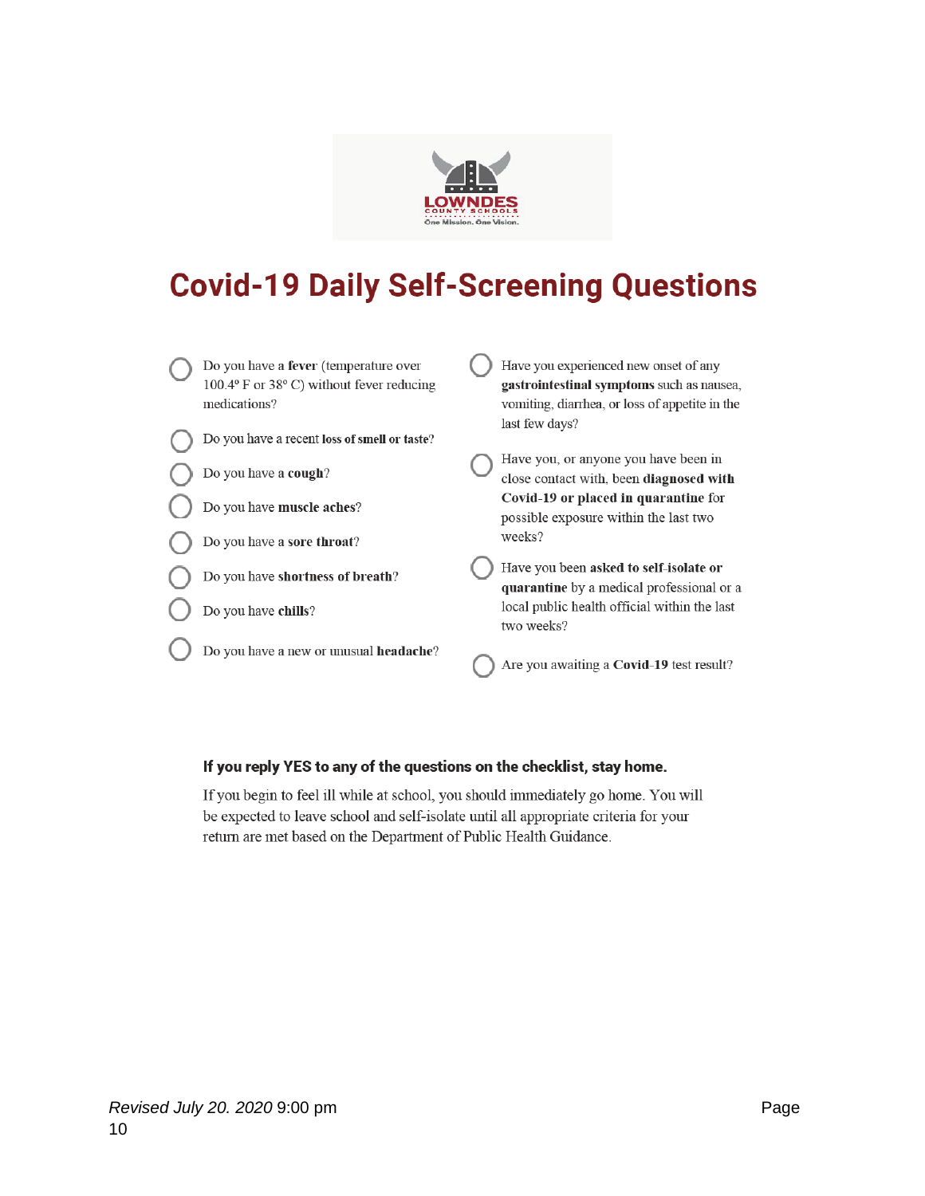LOWNDES COUNTY SCHOOLS
One Mission. One Vision.

# Covid-19 Daily Self-Screening Questions

- Do you have a **fever** (temperature over 100.4º F or 38º C) without fever reducing medications?
- Do you have a recent **loss of smell or taste**?
- Do you have a **cough**?
- Do you have **muscle aches**?
- Do you have a **sore throat**?
- Do you have **shortness of breath**?
- Do you have **chills**?
- Do you have a new or unusual **headache**?
- Have you experienced new onset of any **gastrointestinal symptoms** such as nausea, vomiting, diarrhea, or loss of appetite in the last few days?
- Have you, or anyone you have been in close contact with, been **diagnosed with Covid-19 or placed in quarantine** for possible exposure within the last two weeks?
- Have you been **asked to self-isolate or quarantine** by a medical professional or a local public health official within the last two weeks?
- Are you awaiting a **Covid-19** test result?

**If you reply YES to any of the questions on the checklist, stay home.**

If you begin to feel ill while at school, you should immediately go home. You will be expected to leave school and self-isolate until all appropriate criteria for your return are met based on the Department of Public Health Guidance.

*Revised July 20. 2020* 9:00 pm